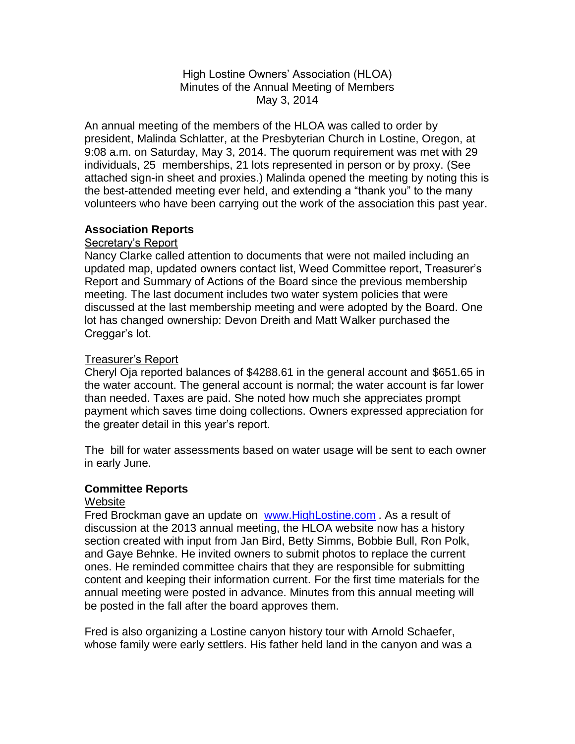High Lostine Owners' Association (HLOA)
Minutes of the Annual Meeting of Members
May 3, 2014

An annual meeting of the members of the HLOA was called to order by president, Malinda Schlatter, at the Presbyterian Church in Lostine, Oregon, at 9:08 a.m. on Saturday, May 3, 2014. The quorum requirement was met with 29 individuals, 25 memberships, 21 lots represented in person or by proxy. (See attached sign-in sheet and proxies.) Malinda opened the meeting by noting this is the best-attended meeting ever held, and extending a "thank you" to the many volunteers who have been carrying out the work of the association this past year.

## Association Reports

### Secretary's Report

Nancy Clarke called attention to documents that were not mailed including an updated map, updated owners contact list, Weed Committee report, Treasurer's Report and Summary of Actions of the Board since the previous membership meeting. The last document includes two water system policies that were discussed at the last membership meeting and were adopted by the Board. One lot has changed ownership: Devon Dreith and Matt Walker purchased the Creggar's lot.

### Treasurer's Report

Cheryl Oja reported balances of $4288.61 in the general account and $651.65 in the water account. The general account is normal; the water account is far lower than needed. Taxes are paid. She noted how much she appreciates prompt payment which saves time doing collections. Owners expressed appreciation for the greater detail in this year's report.

The bill for water assessments based on water usage will be sent to each owner in early June.

## Committee Reports

### Website

Fred Brockman gave an update on www.HighLostine.com . As a result of discussion at the 2013 annual meeting, the HLOA website now has a history section created with input from Jan Bird, Betty Simms, Bobbie Bull, Ron Polk, and Gaye Behnke. He invited owners to submit photos to replace the current ones. He reminded committee chairs that they are responsible for submitting content and keeping their information current. For the first time materials for the annual meeting were posted in advance. Minutes from this annual meeting will be posted in the fall after the board approves them.

Fred is also organizing a Lostine canyon history tour with Arnold Schaefer, whose family were early settlers. His father held land in the canyon and was a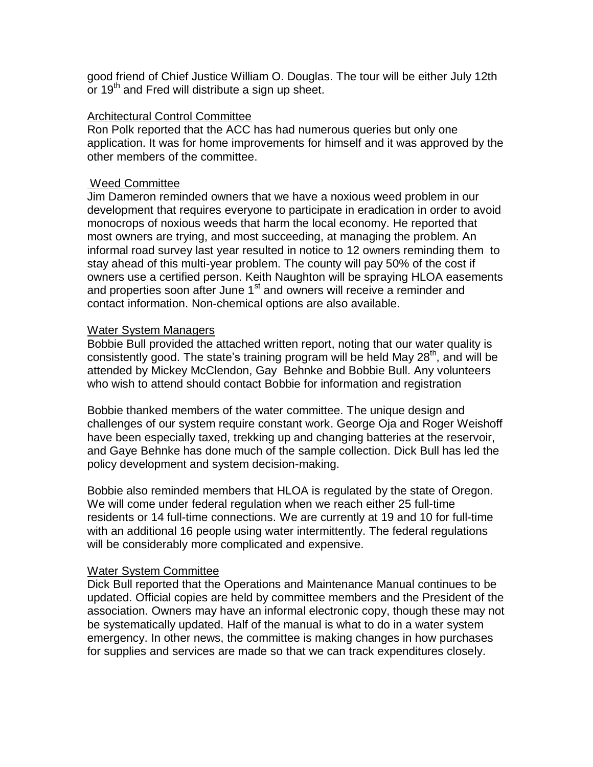good friend of Chief Justice William O. Douglas. The tour will be either July 12th or 19th and Fred will distribute a sign up sheet.

## Architectural Control Committee

Ron Polk reported that the ACC has had numerous queries but only one application. It was for home improvements for himself and it was approved by the other members of the committee.

## Weed Committee

Jim Dameron reminded owners that we have a noxious weed problem in our development that requires everyone to participate in eradication in order to avoid monocrops of noxious weeds that harm the local economy. He reported that most owners are trying, and most succeeding, at managing the problem. An informal road survey last year resulted in notice to 12 owners reminding them to stay ahead of this multi-year problem. The county will pay 50% of the cost if owners use a certified person. Keith Naughton will be spraying HLOA easements and properties soon after June 1st and owners will receive a reminder and contact information. Non-chemical options are also available.

## Water System Managers

Bobbie Bull provided the attached written report, noting that our water quality is consistently good. The state's training program will be held May 28th, and will be attended by Mickey McClendon, Gay Behnke and Bobbie Bull. Any volunteers who wish to attend should contact Bobbie for information and registration

Bobbie thanked members of the water committee. The unique design and challenges of our system require constant work. George Oja and Roger Weishoff have been especially taxed, trekking up and changing batteries at the reservoir, and Gaye Behnke has done much of the sample collection. Dick Bull has led the policy development and system decision-making.

Bobbie also reminded members that HLOA is regulated by the state of Oregon. We will come under federal regulation when we reach either 25 full-time residents or 14 full-time connections. We are currently at 19 and 10 for full-time with an additional 16 people using water intermittently. The federal regulations will be considerably more complicated and expensive.

## Water System Committee

Dick Bull reported that the Operations and Maintenance Manual continues to be updated. Official copies are held by committee members and the President of the association. Owners may have an informal electronic copy, though these may not be systematically updated. Half of the manual is what to do in a water system emergency. In other news, the committee is making changes in how purchases for supplies and services are made so that we can track expenditures closely.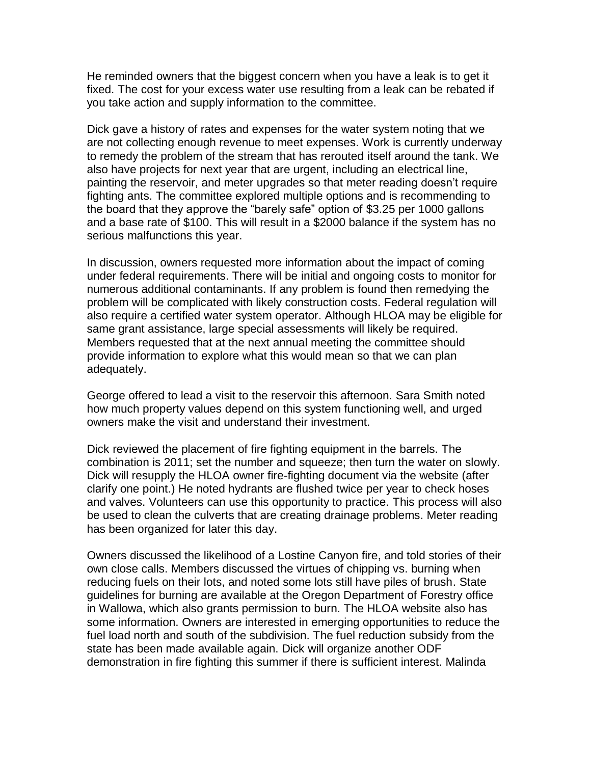He reminded owners that the biggest concern when you have a leak is to get it fixed. The cost for your excess water use resulting from a leak can be rebated if you take action and supply information to the committee.

Dick gave a history of rates and expenses for the water system noting that we are not collecting enough revenue to meet expenses. Work is currently underway to remedy the problem of the stream that has rerouted itself around the tank. We also have projects for next year that are urgent, including an electrical line, painting the reservoir, and meter upgrades so that meter reading doesn't require fighting ants. The committee explored multiple options and is recommending to the board that they approve the "barely safe" option of $3.25 per 1000 gallons and a base rate of $100. This will result in a $2000 balance if the system has no serious malfunctions this year.

In discussion, owners requested more information about the impact of coming under federal requirements. There will be initial and ongoing costs to monitor for numerous additional contaminants. If any problem is found then remedying the problem will be complicated with likely construction costs. Federal regulation will also require a certified water system operator. Although HLOA may be eligible for same grant assistance, large special assessments will likely be required. Members requested that at the next annual meeting the committee should provide information to explore what this would mean so that we can plan adequately.

George offered to lead a visit to the reservoir this afternoon. Sara Smith noted how much property values depend on this system functioning well, and urged owners make the visit and understand their investment.

Dick reviewed the placement of fire fighting equipment in the barrels. The combination is 2011; set the number and squeeze; then turn the water on slowly. Dick will resupply the HLOA owner fire-fighting document via the website (after clarify one point.) He noted hydrants are flushed twice per year to check hoses and valves. Volunteers can use this opportunity to practice. This process will also be used to clean the culverts that are creating drainage problems. Meter reading has been organized for later this day.

Owners discussed the likelihood of a Lostine Canyon fire, and told stories of their own close calls. Members discussed the virtues of chipping vs. burning when reducing fuels on their lots, and noted some lots still have piles of brush. State guidelines for burning are available at the Oregon Department of Forestry office in Wallowa, which also grants permission to burn. The HLOA website also has some information. Owners are interested in emerging opportunities to reduce the fuel load north and south of the subdivision. The fuel reduction subsidy from the state has been made available again. Dick will organize another ODF demonstration in fire fighting this summer if there is sufficient interest. Malinda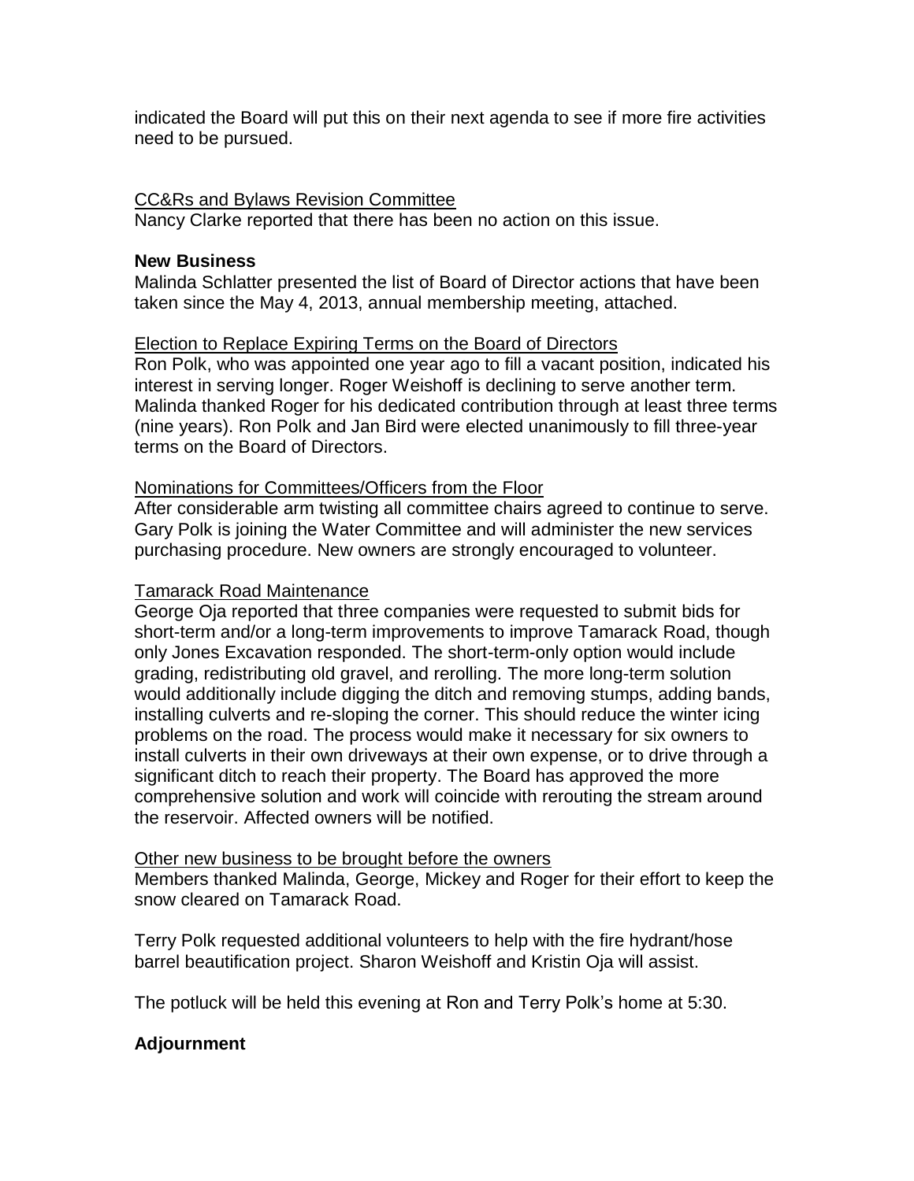indicated the Board will put this on their next agenda to see if more fire activities need to be pursued.

CC&Rs and Bylaws Revision Committee

Nancy Clarke reported that there has been no action on this issue.

**New Business**

Malinda Schlatter presented the list of Board of Director actions that have been taken since the May 4, 2013, annual membership meeting, attached.

Election to Replace Expiring Terms on the Board of Directors

Ron Polk, who was appointed one year ago to fill a vacant position, indicated his interest in serving longer. Roger Weishoff is declining to serve another term. Malinda thanked Roger for his dedicated contribution through at least three terms (nine years). Ron Polk and Jan Bird were elected unanimously to fill three-year terms on the Board of Directors.

Nominations for Committees/Officers from the Floor

After considerable arm twisting all committee chairs agreed to continue to serve. Gary Polk is joining the Water Committee and will administer the new services purchasing procedure. New owners are strongly encouraged to volunteer.

Tamarack Road Maintenance

George Oja reported that three companies were requested to submit bids for short-term and/or a long-term improvements to improve Tamarack Road, though only Jones Excavation responded. The short-term-only option would include grading, redistributing old gravel, and rerolling. The more long-term solution would additionally include digging the ditch and removing stumps, adding bands, installing culverts and re-sloping the corner. This should reduce the winter icing problems on the road. The process would make it necessary for six owners to install culverts in their own driveways at their own expense, or to drive through a significant ditch to reach their property. The Board has approved the more comprehensive solution and work will coincide with rerouting the stream around the reservoir. Affected owners will be notified.

Other new business to be brought before the owners

Members thanked Malinda, George, Mickey and Roger for their effort to keep the snow cleared on Tamarack Road.

Terry Polk requested additional volunteers to help with the fire hydrant/hose barrel beautification project. Sharon Weishoff and Kristin Oja will assist.

The potluck will be held this evening at Ron and Terry Polk's home at 5:30.

**Adjournment**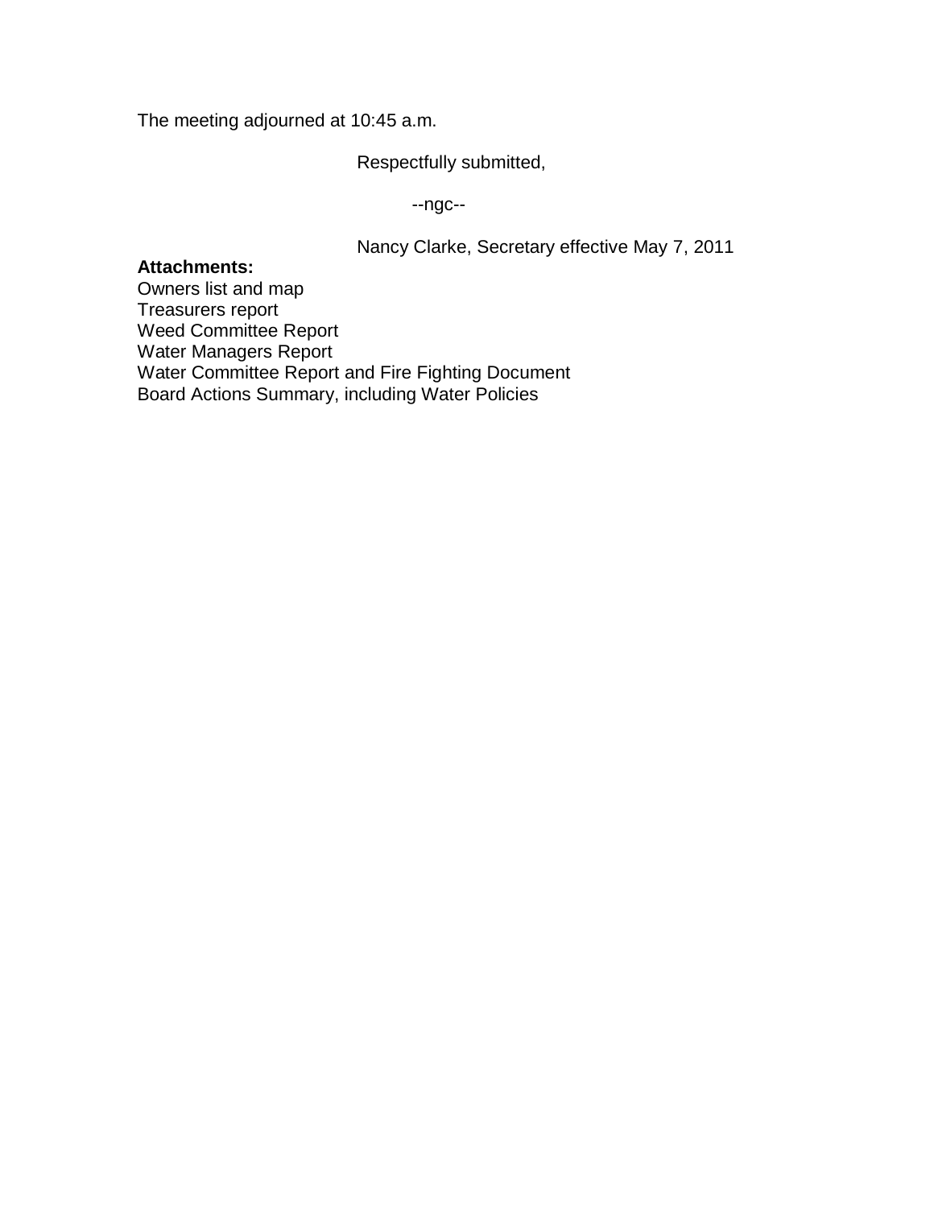The meeting adjourned at 10:45 a.m.

Respectfully submitted,

--ngc--

Nancy Clarke, Secretary effective May 7, 2011

**Attachments:**

Owners list and map
Treasurers report
Weed Committee Report
Water Managers Report
Water Committee Report and Fire Fighting Document
Board Actions Summary, including Water Policies